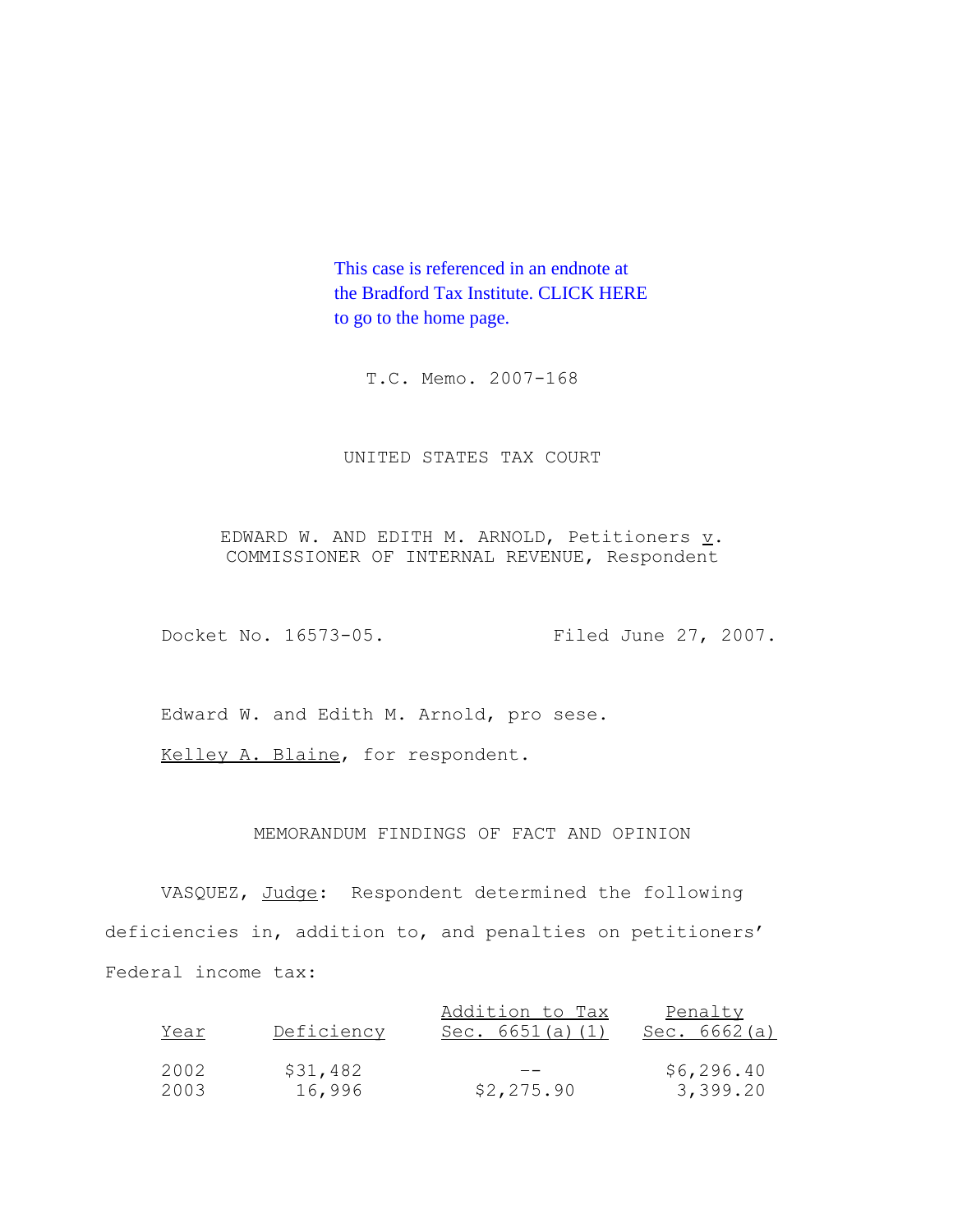This case is referenced in an endnote at the Bradford Tax Institute. CLICK HERE to go to the home page.

T.C. Memo. 2007-168

UNITED STATES TAX COURT

EDWARD W. AND EDITH M. ARNOLD, Petitioners *v*. COMMISSIONER OF INTERNAL REVENUE, Respondent

Docket No. 16573-05. Filed June 27, 2007.

Edward W. and Edith M. Arnold, pro sese.

Kelley A. Blaine, for respondent.

MEMORANDUM FINDINGS OF FACT AND OPINION

VASQUEZ, *Judge*: Respondent determined the following deficiencies in, addition to, and penalties on petitioners' Federal income tax:

| Year | Deficiency | Addition to Tax Sec. 6651(a)(1) | Penalty Sec. 6662(a) |
|---|---|---|---|
| 2002 | $31,482 | -- | $6,296.40 |
| 2003 | 16,996 | $2,275.90 | 3,399.20 |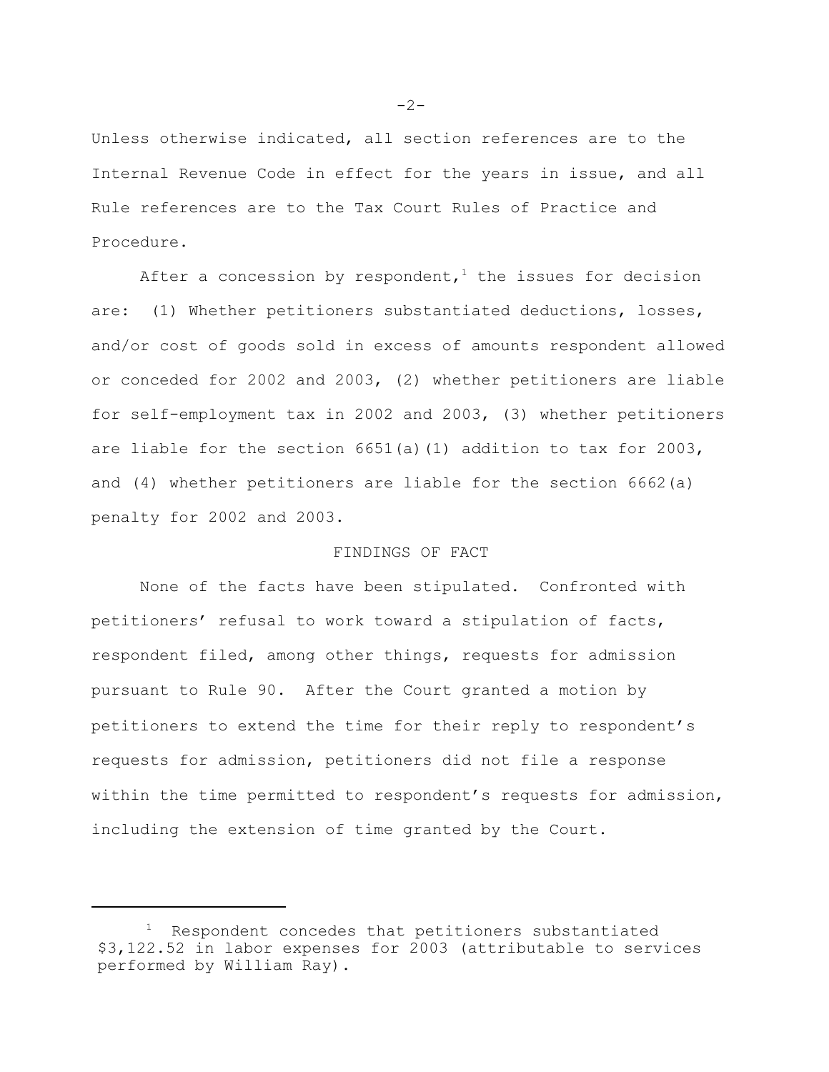Unless otherwise indicated, all section references are to the Internal Revenue Code in effect for the years in issue, and all Rule references are to the Tax Court Rules of Practice and Procedure.

After a concession by respondent,[1] the issues for decision are: (1) Whether petitioners substantiated deductions, losses, and/or cost of goods sold in excess of amounts respondent allowed or conceded for 2002 and 2003, (2) whether petitioners are liable for self-employment tax in 2002 and 2003, (3) whether petitioners are liable for the section 6651(a)(1) addition to tax for 2003, and (4) whether petitioners are liable for the section 6662(a) penalty for 2002 and 2003.

## FINDINGS OF FACT

None of the facts have been stipulated. Confronted with petitioners' refusal to work toward a stipulation of facts, respondent filed, among other things, requests for admission pursuant to Rule 90. After the Court granted a motion by petitioners to extend the time for their reply to respondent's requests for admission, petitioners did not file a response within the time permitted to respondent's requests for admission, including the extension of time granted by the Court.

---

[1] Respondent concedes that petitioners substantiated $3,122.52 in labor expenses for 2003 (attributable to services performed by William Ray).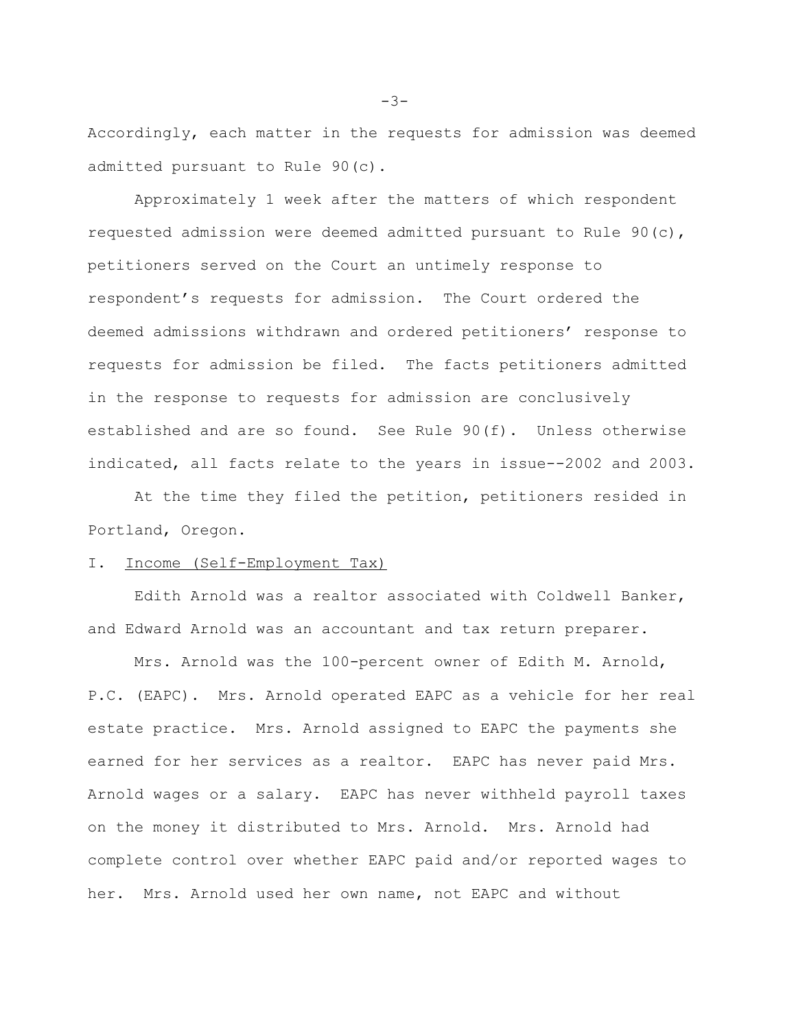Accordingly, each matter in the requests for admission was deemed admitted pursuant to Rule 90(c).

Approximately 1 week after the matters of which respondent requested admission were deemed admitted pursuant to Rule 90(c), petitioners served on the Court an untimely response to respondent's requests for admission. The Court ordered the deemed admissions withdrawn and ordered petitioners' response to requests for admission be filed. The facts petitioners admitted in the response to requests for admission are conclusively established and are so found. See Rule 90(f). Unless otherwise indicated, all facts relate to the years in issue--2002 and 2003.

At the time they filed the petition, petitioners resided in Portland, Oregon.

## I. Income (Self-Employment Tax)

Edith Arnold was a realtor associated with Coldwell Banker, and Edward Arnold was an accountant and tax return preparer.

Mrs. Arnold was the 100-percent owner of Edith M. Arnold, P.C. (EAPC). Mrs. Arnold operated EAPC as a vehicle for her real estate practice. Mrs. Arnold assigned to EAPC the payments she earned for her services as a realtor. EAPC has never paid Mrs. Arnold wages or a salary. EAPC has never withheld payroll taxes on the money it distributed to Mrs. Arnold. Mrs. Arnold had complete control over whether EAPC paid and/or reported wages to her. Mrs. Arnold used her own name, not EAPC and without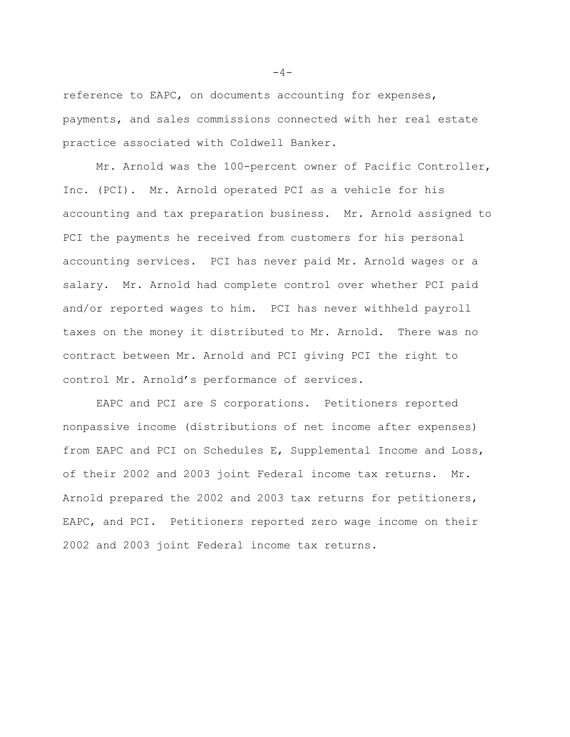reference to EAPC, on documents accounting for expenses, payments, and sales commissions connected with her real estate practice associated with Coldwell Banker.

Mr. Arnold was the 100-percent owner of Pacific Controller, Inc. (PCI). Mr. Arnold operated PCI as a vehicle for his accounting and tax preparation business. Mr. Arnold assigned to PCI the payments he received from customers for his personal accounting services. PCI has never paid Mr. Arnold wages or a salary. Mr. Arnold had complete control over whether PCI paid and/or reported wages to him. PCI has never withheld payroll taxes on the money it distributed to Mr. Arnold. There was no contract between Mr. Arnold and PCI giving PCI the right to control Mr. Arnold's performance of services.

EAPC and PCI are S corporations. Petitioners reported nonpassive income (distributions of net income after expenses) from EAPC and PCI on Schedules E, Supplemental Income and Loss, of their 2002 and 2003 joint Federal income tax returns. Mr. Arnold prepared the 2002 and 2003 tax returns for petitioners, EAPC, and PCI. Petitioners reported zero wage income on their 2002 and 2003 joint Federal income tax returns.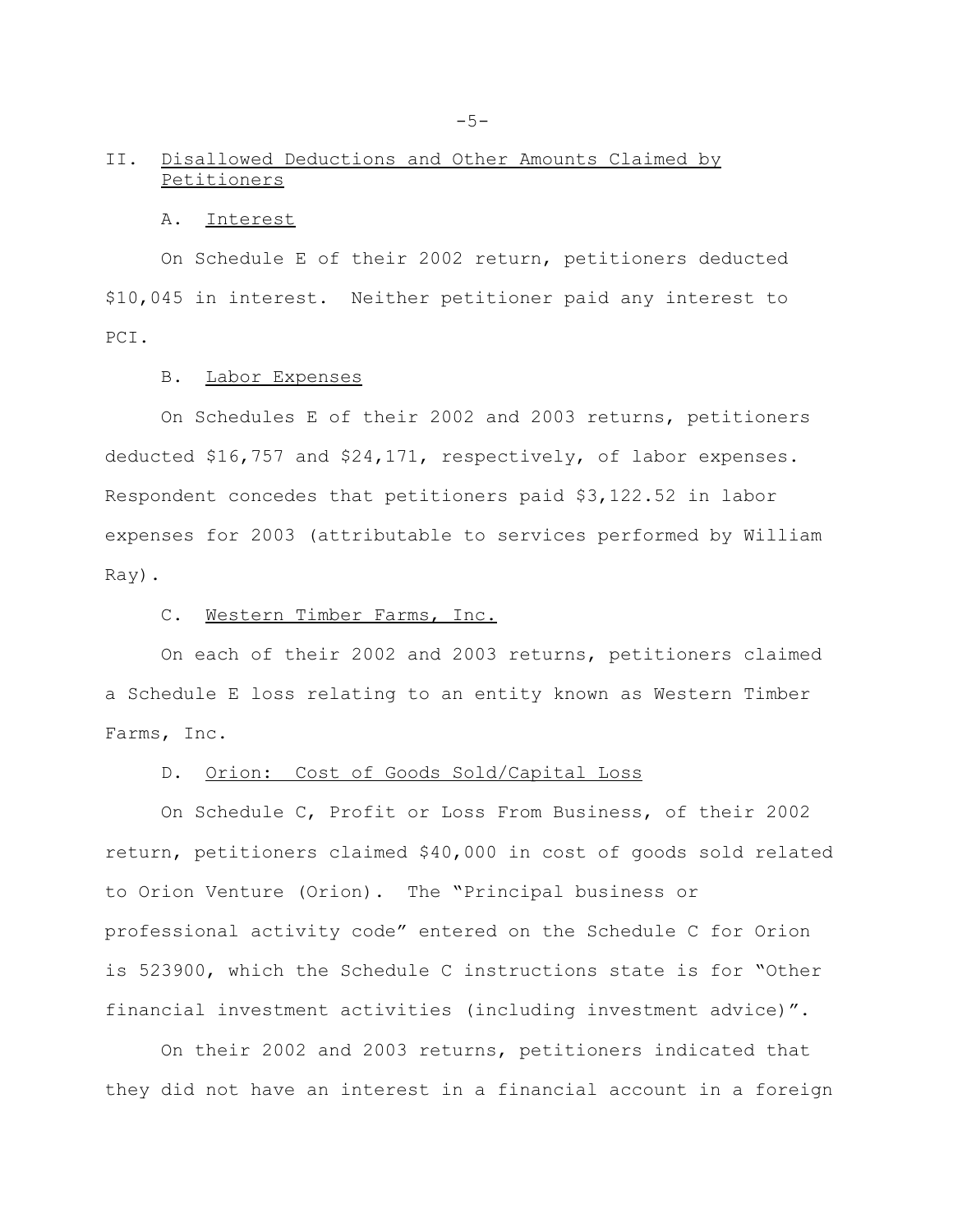## II. Disallowed Deductions and Other Amounts Claimed by Petitioners

### A. Interest

On Schedule E of their 2002 return, petitioners deducted $10,045 in interest. Neither petitioner paid any interest to PCI.

### B. Labor Expenses

On Schedules E of their 2002 and 2003 returns, petitioners deducted $16,757 and $24,171, respectively, of labor expenses. Respondent concedes that petitioners paid $3,122.52 in labor expenses for 2003 (attributable to services performed by William Ray).

### C. Western Timber Farms, Inc.

On each of their 2002 and 2003 returns, petitioners claimed a Schedule E loss relating to an entity known as Western Timber Farms, Inc.

### D. Orion: Cost of Goods Sold/Capital Loss

On Schedule C, Profit or Loss From Business, of their 2002 return, petitioners claimed $40,000 in cost of goods sold related to Orion Venture (Orion). The "Principal business or professional activity code" entered on the Schedule C for Orion is 523900, which the Schedule C instructions state is for "Other financial investment activities (including investment advice)".

On their 2002 and 2003 returns, petitioners indicated that they did not have an interest in a financial account in a foreign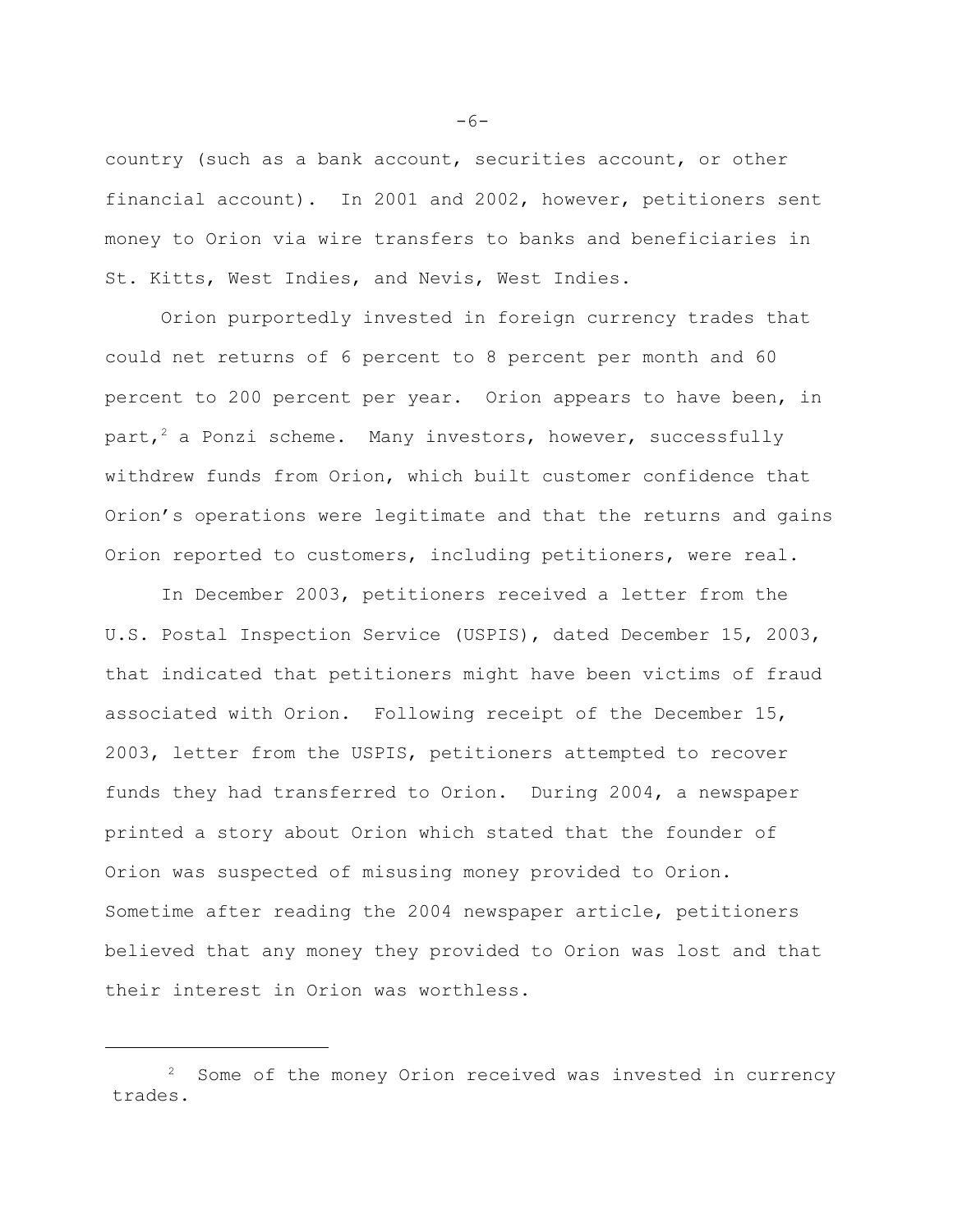country (such as a bank account, securities account, or other financial account). In 2001 and 2002, however, petitioners sent money to Orion via wire transfers to banks and beneficiaries in St. Kitts, West Indies, and Nevis, West Indies.

Orion purportedly invested in foreign currency trades that could net returns of 6 percent to 8 percent per month and 60 percent to 200 percent per year. Orion appears to have been, in part,[2] a Ponzi scheme. Many investors, however, successfully withdrew funds from Orion, which built customer confidence that Orion's operations were legitimate and that the returns and gains Orion reported to customers, including petitioners, were real.

In December 2003, petitioners received a letter from the U.S. Postal Inspection Service (USPIS), dated December 15, 2003, that indicated that petitioners might have been victims of fraud associated with Orion. Following receipt of the December 15, 2003, letter from the USPIS, petitioners attempted to recover funds they had transferred to Orion. During 2004, a newspaper printed a story about Orion which stated that the founder of Orion was suspected of misusing money provided to Orion. Sometime after reading the 2004 newspaper article, petitioners believed that any money they provided to Orion was lost and that their interest in Orion was worthless.

---

[2] Some of the money Orion received was invested in currency trades.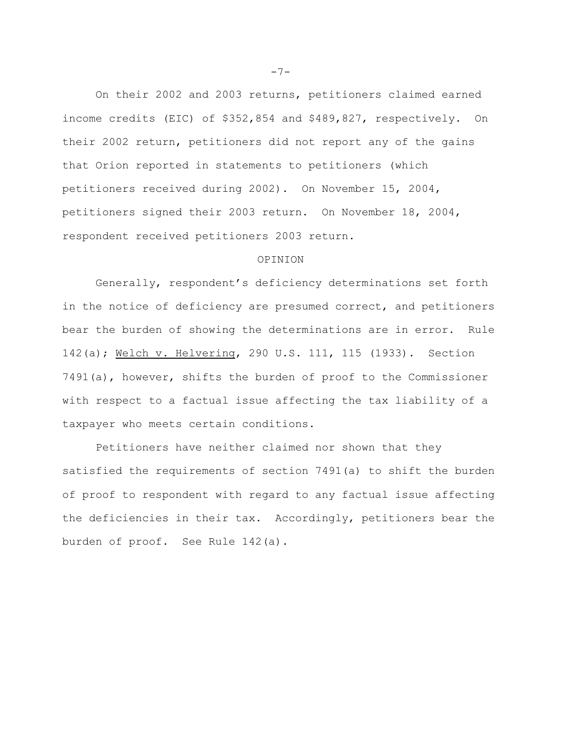On their 2002 and 2003 returns, petitioners claimed earned income credits (EIC) of $352,854 and $489,827, respectively. On their 2002 return, petitioners did not report any of the gains that Orion reported in statements to petitioners (which petitioners received during 2002). On November 15, 2004, petitioners signed their 2003 return. On November 18, 2004, respondent received petitioners 2003 return.

OPINION

Generally, respondent's deficiency determinations set forth in the notice of deficiency are presumed correct, and petitioners bear the burden of showing the determinations are in error. Rule 142(a); Welch v. Helvering, 290 U.S. 111, 115 (1933). Section 7491(a), however, shifts the burden of proof to the Commissioner with respect to a factual issue affecting the tax liability of a taxpayer who meets certain conditions.

Petitioners have neither claimed nor shown that they satisfied the requirements of section 7491(a) to shift the burden of proof to respondent with regard to any factual issue affecting the deficiencies in their tax. Accordingly, petitioners bear the burden of proof. See Rule 142(a).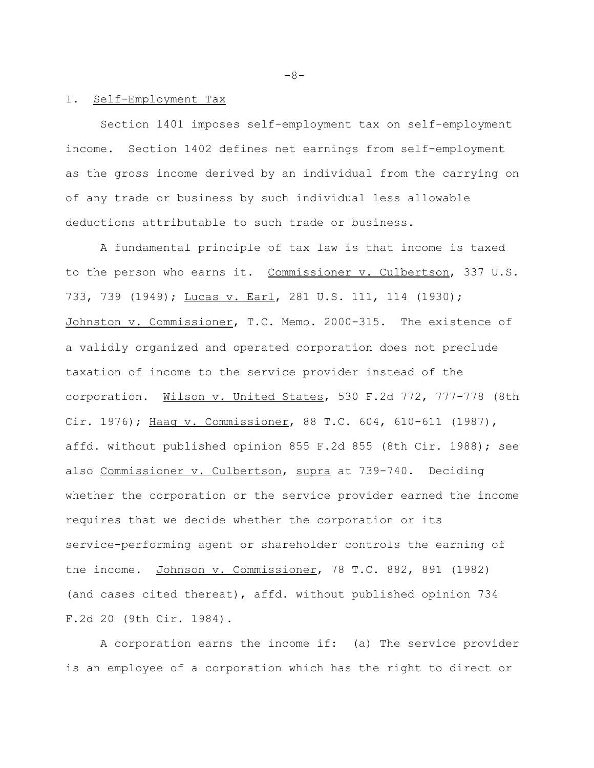## I. Self-Employment Tax

Section 1401 imposes self-employment tax on self-employment income. Section 1402 defines net earnings from self-employment as the gross income derived by an individual from the carrying on of any trade or business by such individual less allowable deductions attributable to such trade or business.

A fundamental principle of tax law is that income is taxed to the person who earns it. Commissioner v. Culbertson, 337 U.S. 733, 739 (1949); Lucas v. Earl, 281 U.S. 111, 114 (1930); Johnston v. Commissioner, T.C. Memo. 2000-315. The existence of a validly organized and operated corporation does not preclude taxation of income to the service provider instead of the corporation. Wilson v. United States, 530 F.2d 772, 777-778 (8th Cir. 1976); Haag v. Commissioner, 88 T.C. 604, 610-611 (1987), affd. without published opinion 855 F.2d 855 (8th Cir. 1988); see also Commissioner v. Culbertson, supra at 739-740. Deciding whether the corporation or the service provider earned the income requires that we decide whether the corporation or its service-performing agent or shareholder controls the earning of the income. Johnson v. Commissioner, 78 T.C. 882, 891 (1982) (and cases cited thereat), affd. without published opinion 734 F.2d 20 (9th Cir. 1984).

A corporation earns the income if: (a) The service provider is an employee of a corporation which has the right to direct or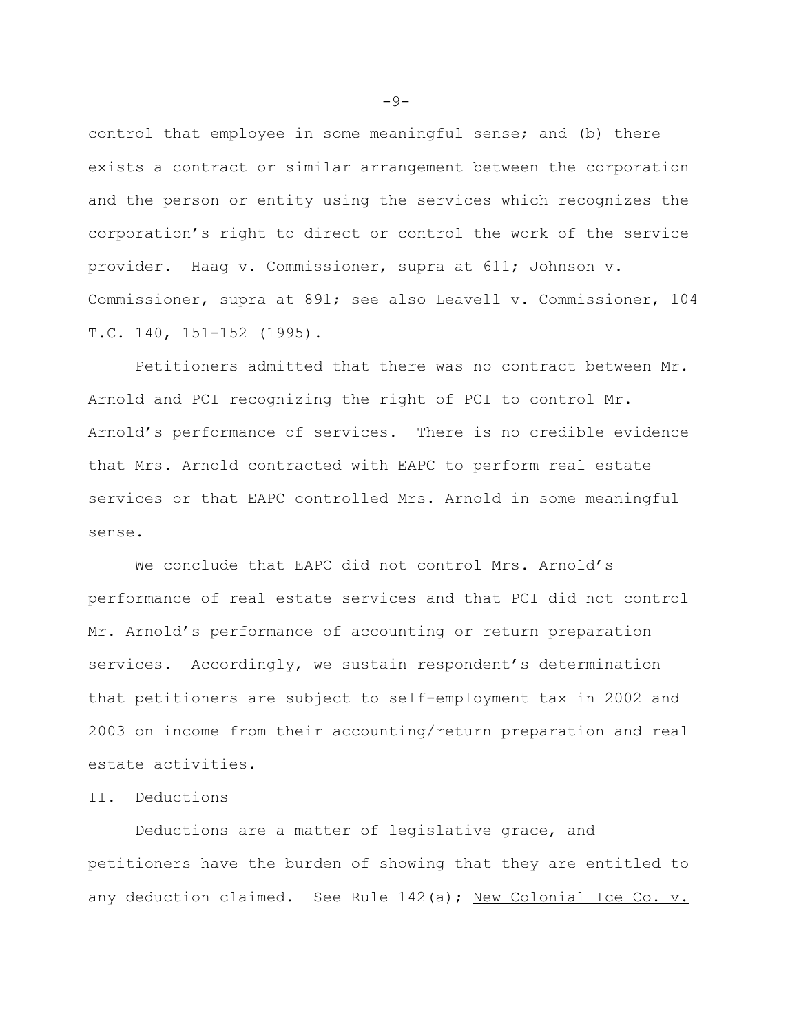control that employee in some meaningful sense; and (b) there exists a contract or similar arrangement between the corporation and the person or entity using the services which recognizes the corporation's right to direct or control the work of the service provider. Haag v. Commissioner, supra at 611; Johnson v. Commissioner, supra at 891; see also Leavell v. Commissioner, 104 T.C. 140, 151-152 (1995).

Petitioners admitted that there was no contract between Mr. Arnold and PCI recognizing the right of PCI to control Mr. Arnold's performance of services. There is no credible evidence that Mrs. Arnold contracted with EAPC to perform real estate services or that EAPC controlled Mrs. Arnold in some meaningful sense.

We conclude that EAPC did not control Mrs. Arnold's performance of real estate services and that PCI did not control Mr. Arnold's performance of accounting or return preparation services. Accordingly, we sustain respondent's determination that petitioners are subject to self-employment tax in 2002 and 2003 on income from their accounting/return preparation and real estate activities.

## II. Deductions

Deductions are a matter of legislative grace, and petitioners have the burden of showing that they are entitled to any deduction claimed. See Rule 142(a); New Colonial Ice Co. v.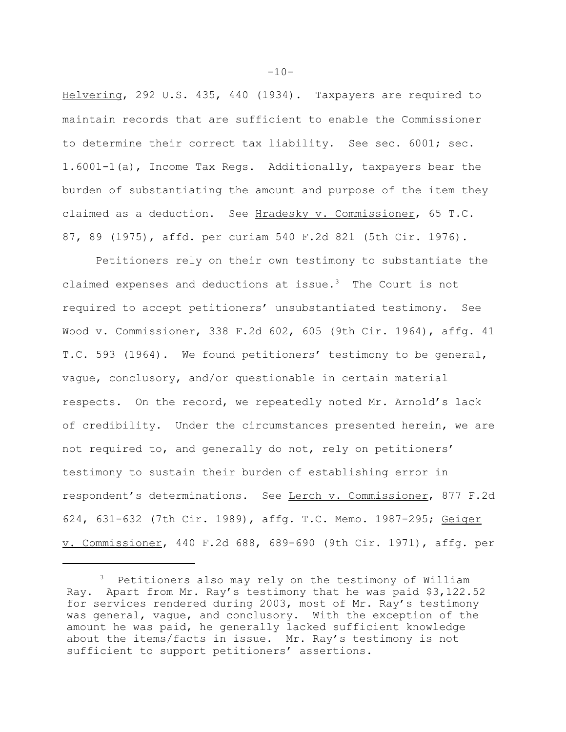Helvering, 292 U.S. 435, 440 (1934). Taxpayers are required to maintain records that are sufficient to enable the Commissioner to determine their correct tax liability. See sec. 6001; sec. 1.6001-1(a), Income Tax Regs. Additionally, taxpayers bear the burden of substantiating the amount and purpose of the item they claimed as a deduction. See Hradesky v. Commissioner, 65 T.C. 87, 89 (1975), affd. per curiam 540 F.2d 821 (5th Cir. 1976).

Petitioners rely on their own testimony to substantiate the claimed expenses and deductions at issue.[3] The Court is not required to accept petitioners' unsubstantiated testimony. See Wood v. Commissioner, 338 F.2d 602, 605 (9th Cir. 1964), affg. 41 T.C. 593 (1964). We found petitioners' testimony to be general, vague, conclusory, and/or questionable in certain material respects. On the record, we repeatedly noted Mr. Arnold's lack of credibility. Under the circumstances presented herein, we are not required to, and generally do not, rely on petitioners' testimony to sustain their burden of establishing error in respondent's determinations. See Lerch v. Commissioner, 877 F.2d 624, 631-632 (7th Cir. 1989), affg. T.C. Memo. 1987-295; Geiger v. Commissioner, 440 F.2d 688, 689-690 (9th Cir. 1971), affg. per

---

[3] Petitioners also may rely on the testimony of William Ray. Apart from Mr. Ray's testimony that he was paid $3,122.52 for services rendered during 2003, most of Mr. Ray's testimony was general, vague, and conclusory. With the exception of the amount he was paid, he generally lacked sufficient knowledge about the items/facts in issue. Mr. Ray's testimony is not sufficient to support petitioners' assertions.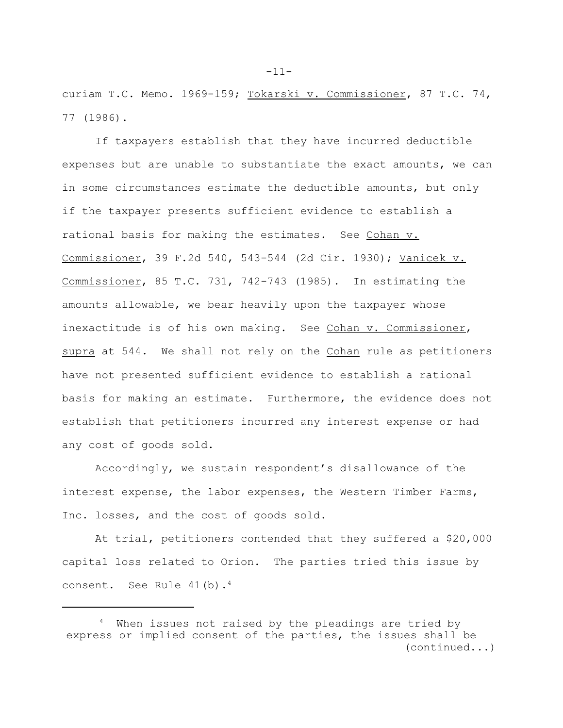curiam T.C. Memo. 1969-159; Tokarski v. Commissioner, 87 T.C. 74, 77 (1986).

If taxpayers establish that they have incurred deductible expenses but are unable to substantiate the exact amounts, we can in some circumstances estimate the deductible amounts, but only if the taxpayer presents sufficient evidence to establish a rational basis for making the estimates. See Cohan v. Commissioner, 39 F.2d 540, 543-544 (2d Cir. 1930); Vanicek v. Commissioner, 85 T.C. 731, 742-743 (1985). In estimating the amounts allowable, we bear heavily upon the taxpayer whose inexactitude is of his own making. See Cohan v. Commissioner, supra at 544. We shall not rely on the Cohan rule as petitioners have not presented sufficient evidence to establish a rational basis for making an estimate. Furthermore, the evidence does not establish that petitioners incurred any interest expense or had any cost of goods sold.

Accordingly, we sustain respondent's disallowance of the interest expense, the labor expenses, the Western Timber Farms, Inc. losses, and the cost of goods sold.

At trial, petitioners contended that they suffered a $20,000 capital loss related to Orion. The parties tried this issue by consent. See Rule 41(b).[4]

[4] When issues not raised by the pleadings are tried by express or implied consent of the parties, the issues shall be (continued...)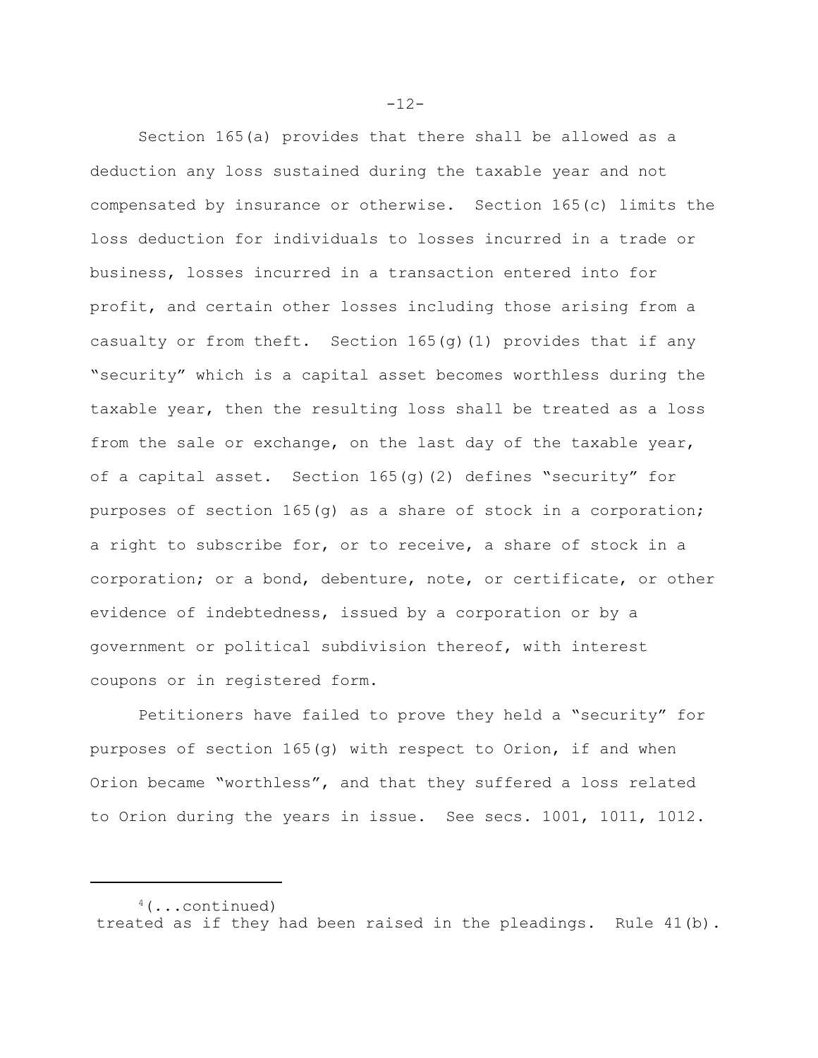Section 165(a) provides that there shall be allowed as a deduction any loss sustained during the taxable year and not compensated by insurance or otherwise. Section 165(c) limits the loss deduction for individuals to losses incurred in a trade or business, losses incurred in a transaction entered into for profit, and certain other losses including those arising from a casualty or from theft. Section 165(g)(1) provides that if any "security" which is a capital asset becomes worthless during the taxable year, then the resulting loss shall be treated as a loss from the sale or exchange, on the last day of the taxable year, of a capital asset. Section 165(g)(2) defines "security" for purposes of section 165(g) as a share of stock in a corporation; a right to subscribe for, or to receive, a share of stock in a corporation; or a bond, debenture, note, or certificate, or other evidence of indebtedness, issued by a corporation or by a government or political subdivision thereof, with interest coupons or in registered form.

Petitioners have failed to prove they held a "security" for purposes of section 165(g) with respect to Orion, if and when Orion became "worthless", and that they suffered a loss related to Orion during the years in issue. See secs. 1001, 1011, 1012.

---

[4](...continued) treated as if they had been raised in the pleadings. Rule 41(b).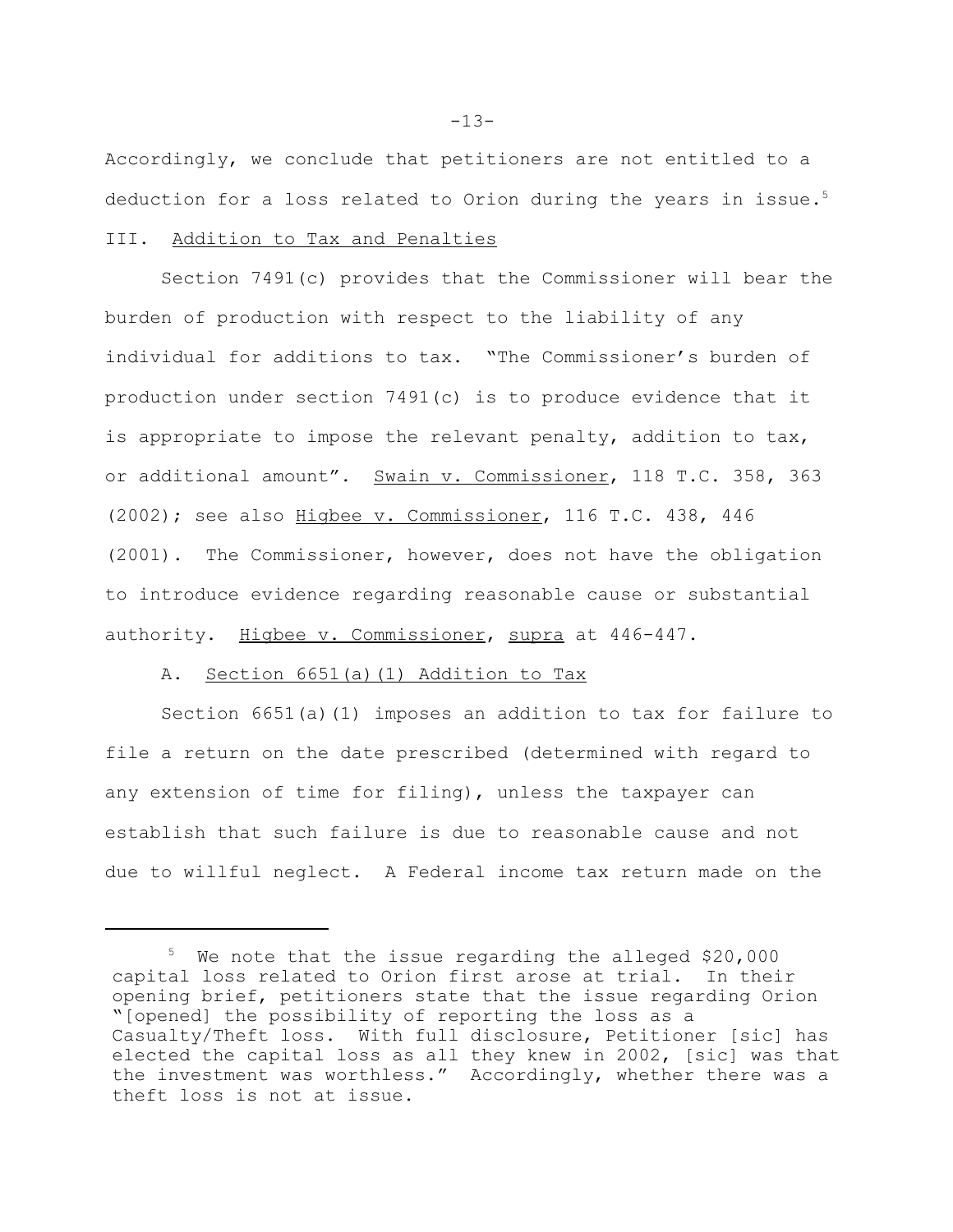Accordingly, we conclude that petitioners are not entitled to a deduction for a loss related to Orion during the years in issue.[5]

## III. Addition to Tax and Penalties

Section 7491(c) provides that the Commissioner will bear the burden of production with respect to the liability of any individual for additions to tax. "The Commissioner's burden of production under section 7491(c) is to produce evidence that it is appropriate to impose the relevant penalty, addition to tax, or additional amount". Swain v. Commissioner, 118 T.C. 358, 363 (2002); see also Higbee v. Commissioner, 116 T.C. 438, 446 (2001). The Commissioner, however, does not have the obligation to introduce evidence regarding reasonable cause or substantial authority. Higbee v. Commissioner, supra at 446-447.

### A. Section 6651(a)(1) Addition to Tax

Section 6651(a)(1) imposes an addition to tax for failure to file a return on the date prescribed (determined with regard to any extension of time for filing), unless the taxpayer can establish that such failure is due to reasonable cause and not due to willful neglect. A Federal income tax return made on the

---

[5] We note that the issue regarding the alleged $20,000 capital loss related to Orion first arose at trial. In their opening brief, petitioners state that the issue regarding Orion "[opened] the possibility of reporting the loss as a Casualty/Theft loss. With full disclosure, Petitioner [sic] has elected the capital loss as all they knew in 2002, [sic] was that the investment was worthless." Accordingly, whether there was a theft loss is not at issue.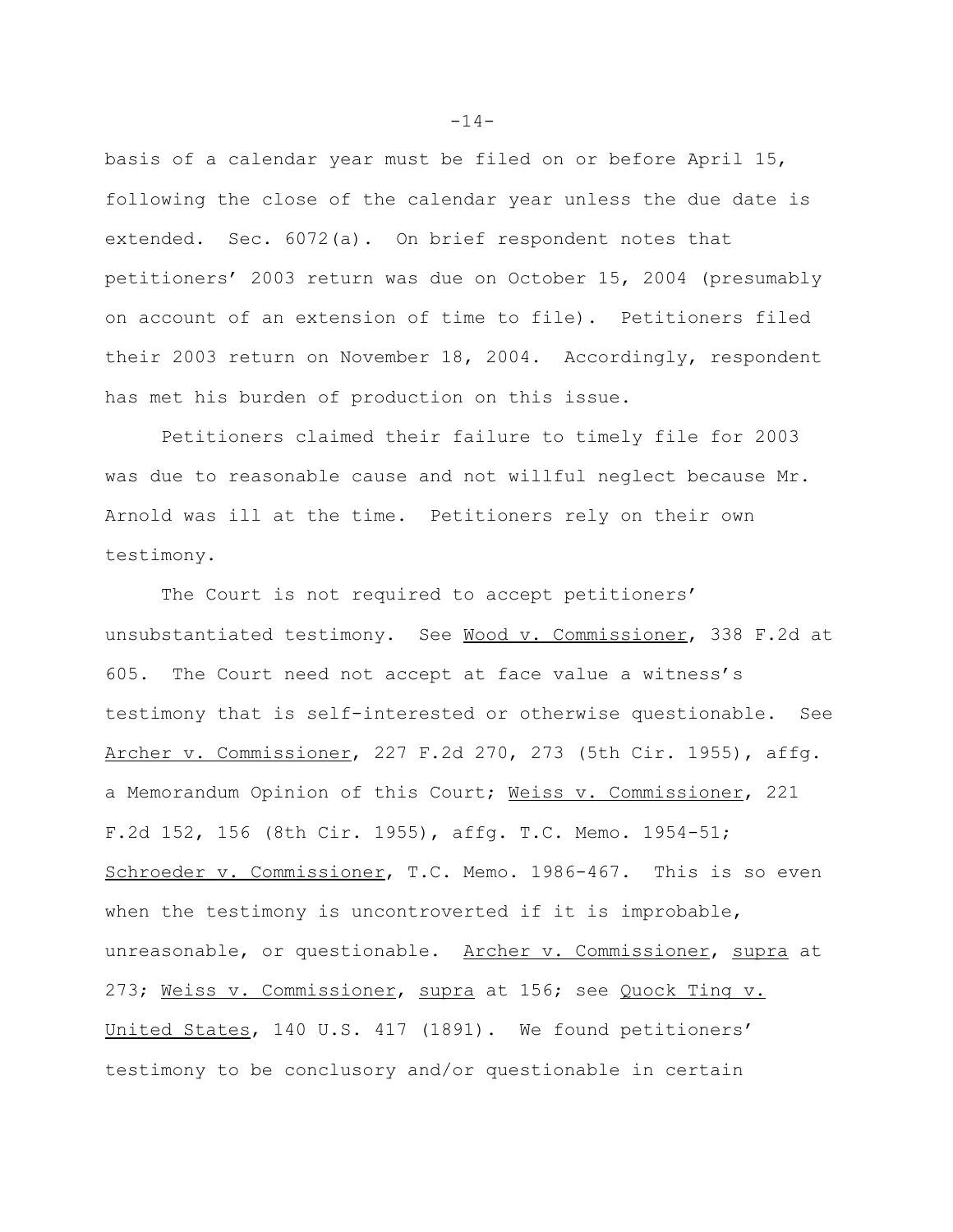basis of a calendar year must be filed on or before April 15, following the close of the calendar year unless the due date is extended. Sec. 6072(a). On brief respondent notes that petitioners' 2003 return was due on October 15, 2004 (presumably on account of an extension of time to file). Petitioners filed their 2003 return on November 18, 2004. Accordingly, respondent has met his burden of production on this issue.

Petitioners claimed their failure to timely file for 2003 was due to reasonable cause and not willful neglect because Mr. Arnold was ill at the time. Petitioners rely on their own testimony.

The Court is not required to accept petitioners' unsubstantiated testimony. See Wood v. Commissioner, 338 F.2d at 605. The Court need not accept at face value a witness's testimony that is self-interested or otherwise questionable. See Archer v. Commissioner, 227 F.2d 270, 273 (5th Cir. 1955), affg. a Memorandum Opinion of this Court; Weiss v. Commissioner, 221 F.2d 152, 156 (8th Cir. 1955), affg. T.C. Memo. 1954-51; Schroeder v. Commissioner, T.C. Memo. 1986-467. This is so even when the testimony is uncontroverted if it is improbable, unreasonable, or questionable. Archer v. Commissioner, supra at 273; Weiss v. Commissioner, supra at 156; see Quock Ting v. United States, 140 U.S. 417 (1891). We found petitioners' testimony to be conclusory and/or questionable in certain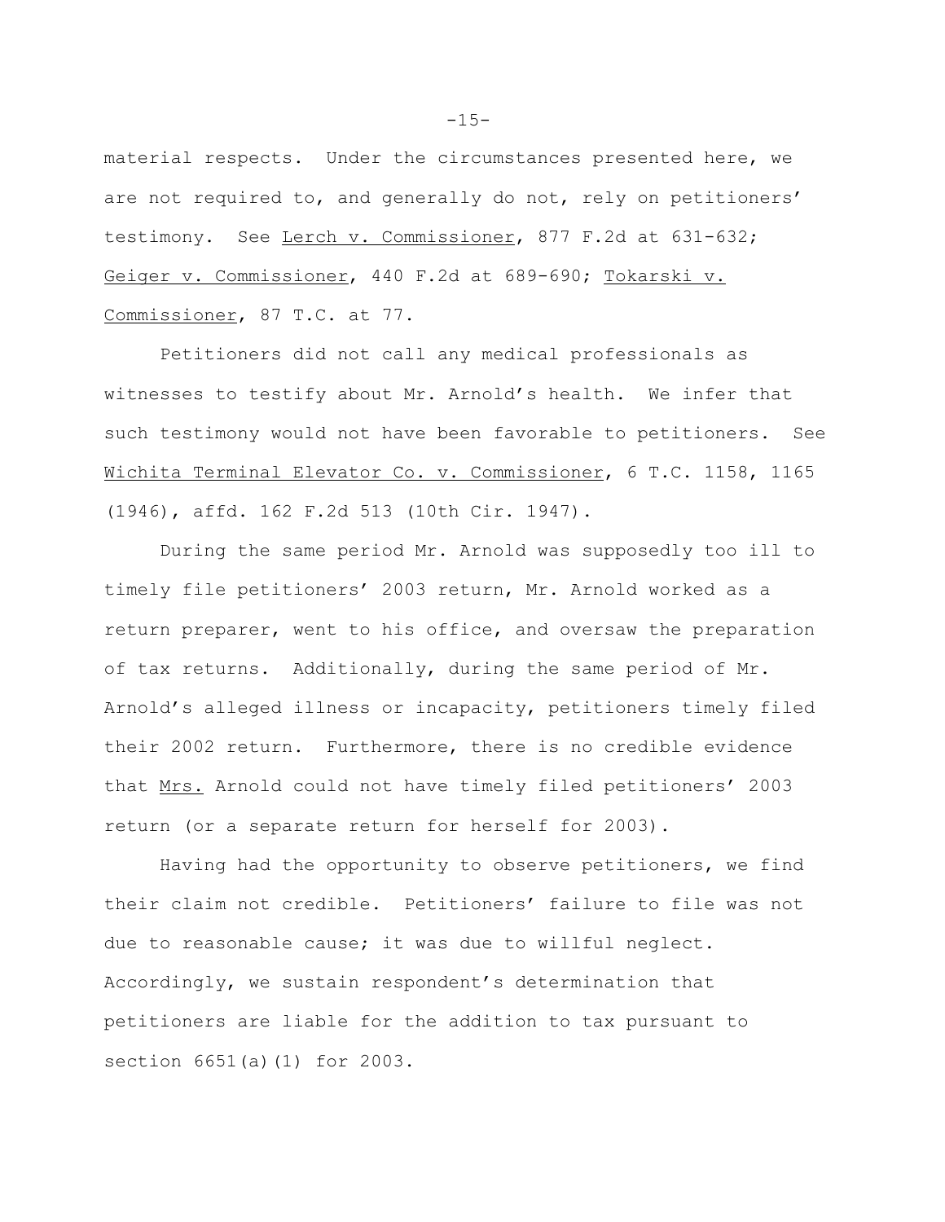material respects. Under the circumstances presented here, we are not required to, and generally do not, rely on petitioners' testimony. See Lerch v. Commissioner, 877 F.2d at 631-632; Geiger v. Commissioner, 440 F.2d at 689-690; Tokarski v. Commissioner, 87 T.C. at 77.

Petitioners did not call any medical professionals as witnesses to testify about Mr. Arnold's health. We infer that such testimony would not have been favorable to petitioners. See Wichita Terminal Elevator Co. v. Commissioner, 6 T.C. 1158, 1165 (1946), affd. 162 F.2d 513 (10th Cir. 1947).

During the same period Mr. Arnold was supposedly too ill to timely file petitioners' 2003 return, Mr. Arnold worked as a return preparer, went to his office, and oversaw the preparation of tax returns. Additionally, during the same period of Mr. Arnold's alleged illness or incapacity, petitioners timely filed their 2002 return. Furthermore, there is no credible evidence that Mrs. Arnold could not have timely filed petitioners' 2003 return (or a separate return for herself for 2003).

Having had the opportunity to observe petitioners, we find their claim not credible. Petitioners' failure to file was not due to reasonable cause; it was due to willful neglect. Accordingly, we sustain respondent's determination that petitioners are liable for the addition to tax pursuant to section 6651(a)(1) for 2003.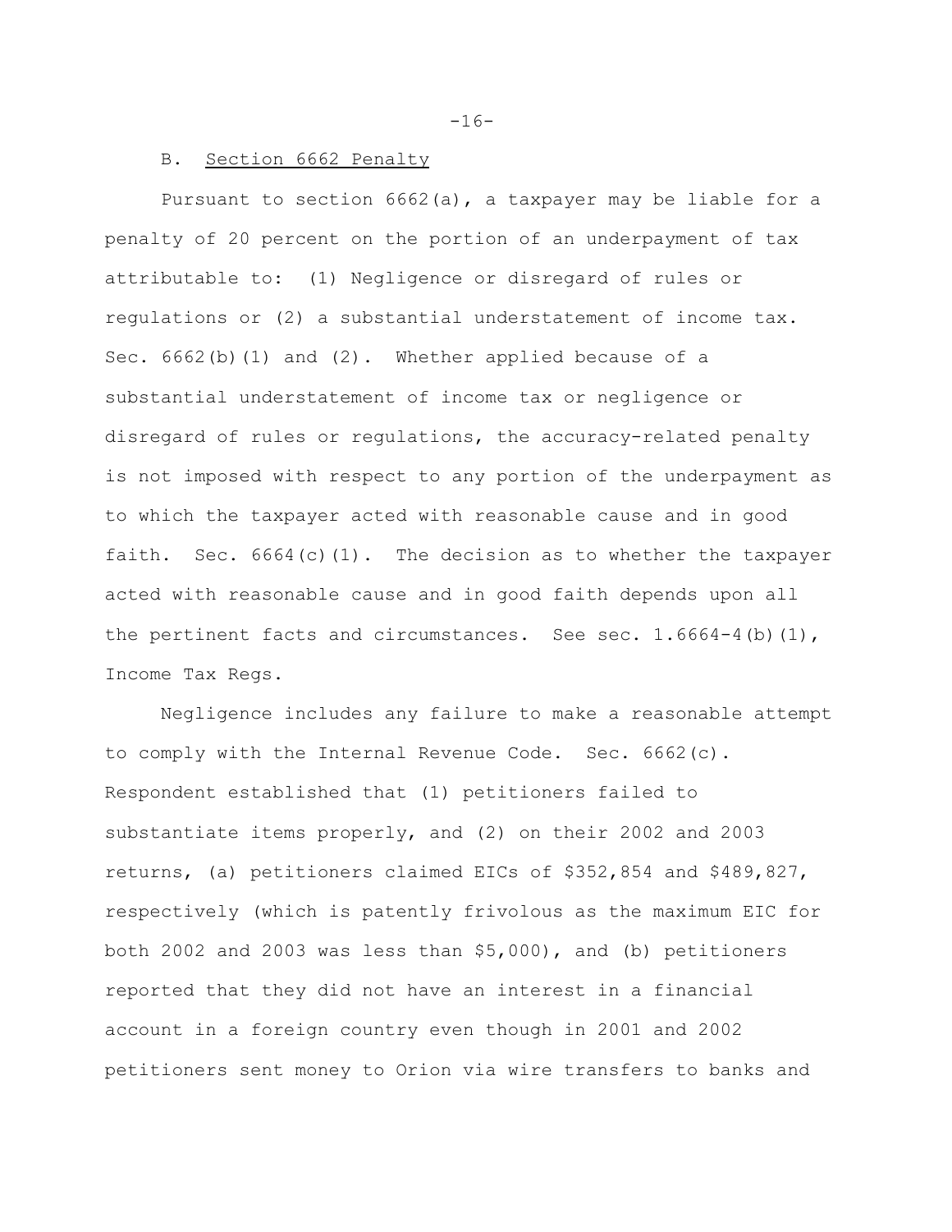### B. Section 6662 Penalty

Pursuant to section 6662(a), a taxpayer may be liable for a penalty of 20 percent on the portion of an underpayment of tax attributable to: (1) Negligence or disregard of rules or regulations or (2) a substantial understatement of income tax. Sec. 6662(b)(1) and (2). Whether applied because of a substantial understatement of income tax or negligence or disregard of rules or regulations, the accuracy-related penalty is not imposed with respect to any portion of the underpayment as to which the taxpayer acted with reasonable cause and in good faith. Sec. 6664(c)(1). The decision as to whether the taxpayer acted with reasonable cause and in good faith depends upon all the pertinent facts and circumstances. See sec. 1.6664-4(b)(1), Income Tax Regs.

Negligence includes any failure to make a reasonable attempt to comply with the Internal Revenue Code. Sec. 6662(c). Respondent established that (1) petitioners failed to substantiate items properly, and (2) on their 2002 and 2003 returns, (a) petitioners claimed EICs of $352,854 and $489,827, respectively (which is patently frivolous as the maximum EIC for both 2002 and 2003 was less than $5,000), and (b) petitioners reported that they did not have an interest in a financial account in a foreign country even though in 2001 and 2002 petitioners sent money to Orion via wire transfers to banks and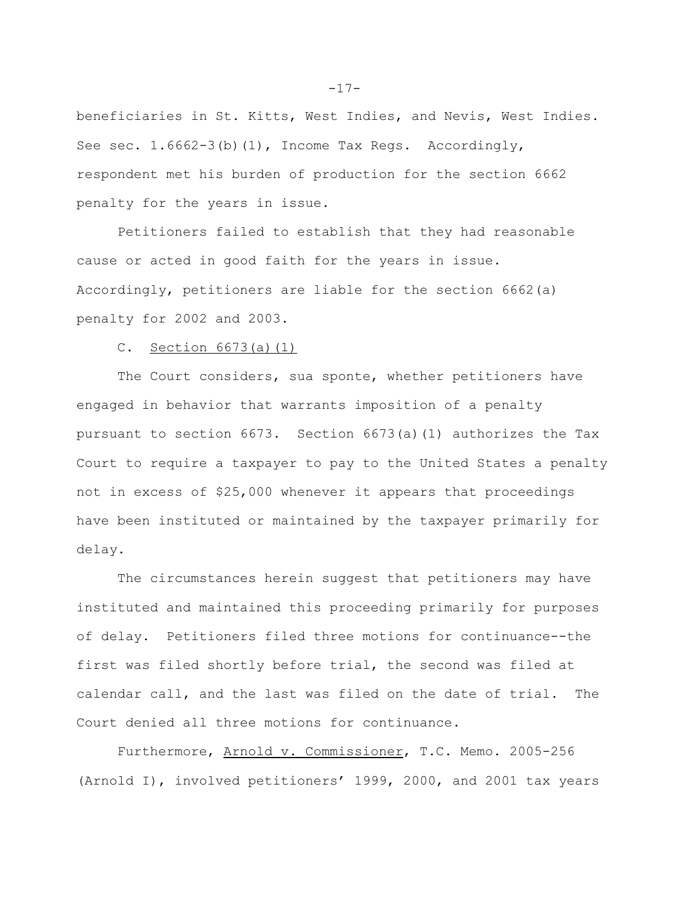beneficiaries in St. Kitts, West Indies, and Nevis, West Indies. See sec. 1.6662-3(b)(1), Income Tax Regs. Accordingly, respondent met his burden of production for the section 6662 penalty for the years in issue.

Petitioners failed to establish that they had reasonable cause or acted in good faith for the years in issue. Accordingly, petitioners are liable for the section 6662(a) penalty for 2002 and 2003.

C. Section 6673(a)(1)

The Court considers, sua sponte, whether petitioners have engaged in behavior that warrants imposition of a penalty pursuant to section 6673. Section 6673(a)(1) authorizes the Tax Court to require a taxpayer to pay to the United States a penalty not in excess of $25,000 whenever it appears that proceedings have been instituted or maintained by the taxpayer primarily for delay.

The circumstances herein suggest that petitioners may have instituted and maintained this proceeding primarily for purposes of delay. Petitioners filed three motions for continuance--the first was filed shortly before trial, the second was filed at calendar call, and the last was filed on the date of trial. The Court denied all three motions for continuance.

Furthermore, Arnold v. Commissioner, T.C. Memo. 2005-256 (Arnold I), involved petitioners' 1999, 2000, and 2001 tax years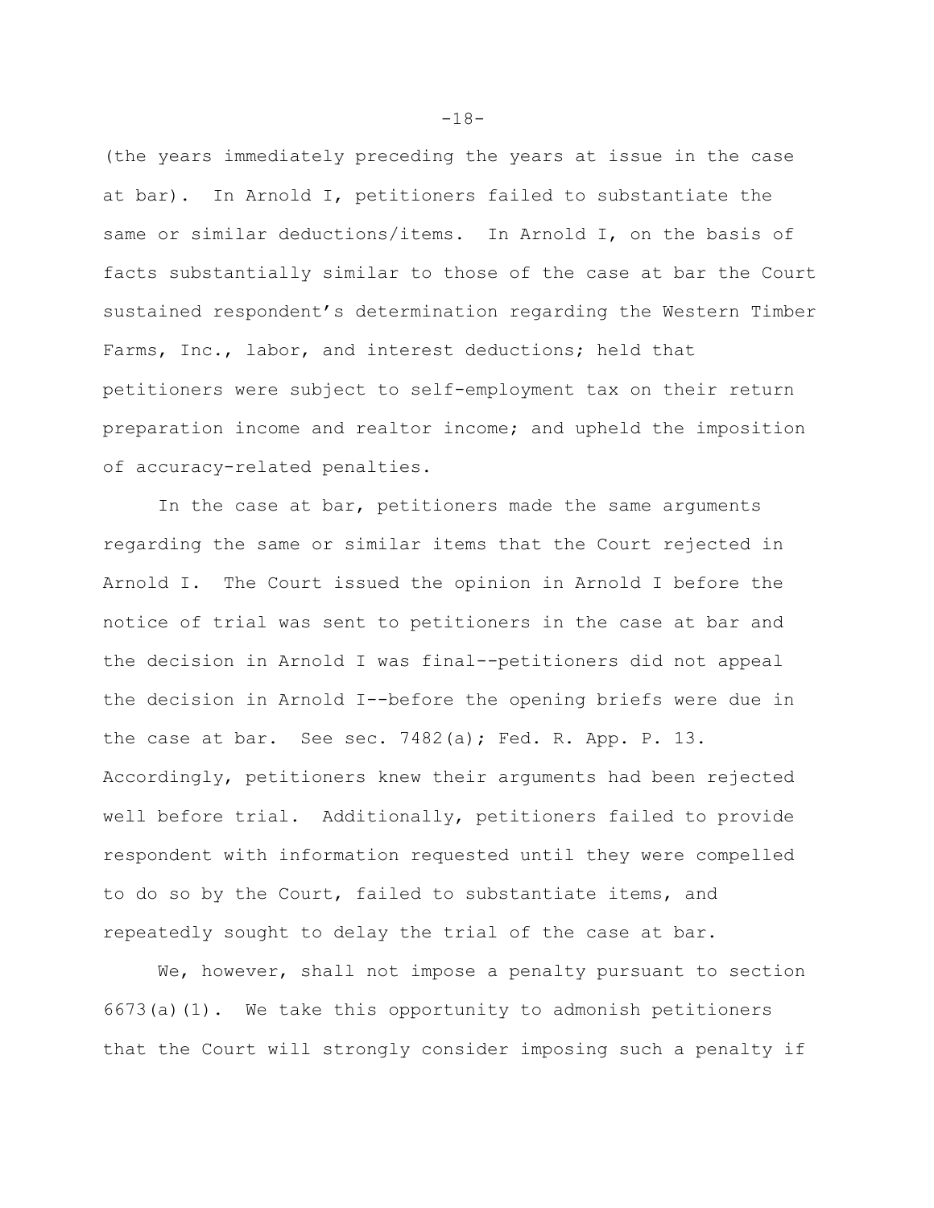(the years immediately preceding the years at issue in the case at bar). In Arnold I, petitioners failed to substantiate the same or similar deductions/items. In Arnold I, on the basis of facts substantially similar to those of the case at bar the Court sustained respondent's determination regarding the Western Timber Farms, Inc., labor, and interest deductions; held that petitioners were subject to self-employment tax on their return preparation income and realtor income; and upheld the imposition of accuracy-related penalties.

In the case at bar, petitioners made the same arguments regarding the same or similar items that the Court rejected in Arnold I. The Court issued the opinion in Arnold I before the notice of trial was sent to petitioners in the case at bar and the decision in Arnold I was final--petitioners did not appeal the decision in Arnold I--before the opening briefs were due in the case at bar. See sec. 7482(a); Fed. R. App. P. 13. Accordingly, petitioners knew their arguments had been rejected well before trial. Additionally, petitioners failed to provide respondent with information requested until they were compelled to do so by the Court, failed to substantiate items, and repeatedly sought to delay the trial of the case at bar.

We, however, shall not impose a penalty pursuant to section 6673(a)(1). We take this opportunity to admonish petitioners that the Court will strongly consider imposing such a penalty if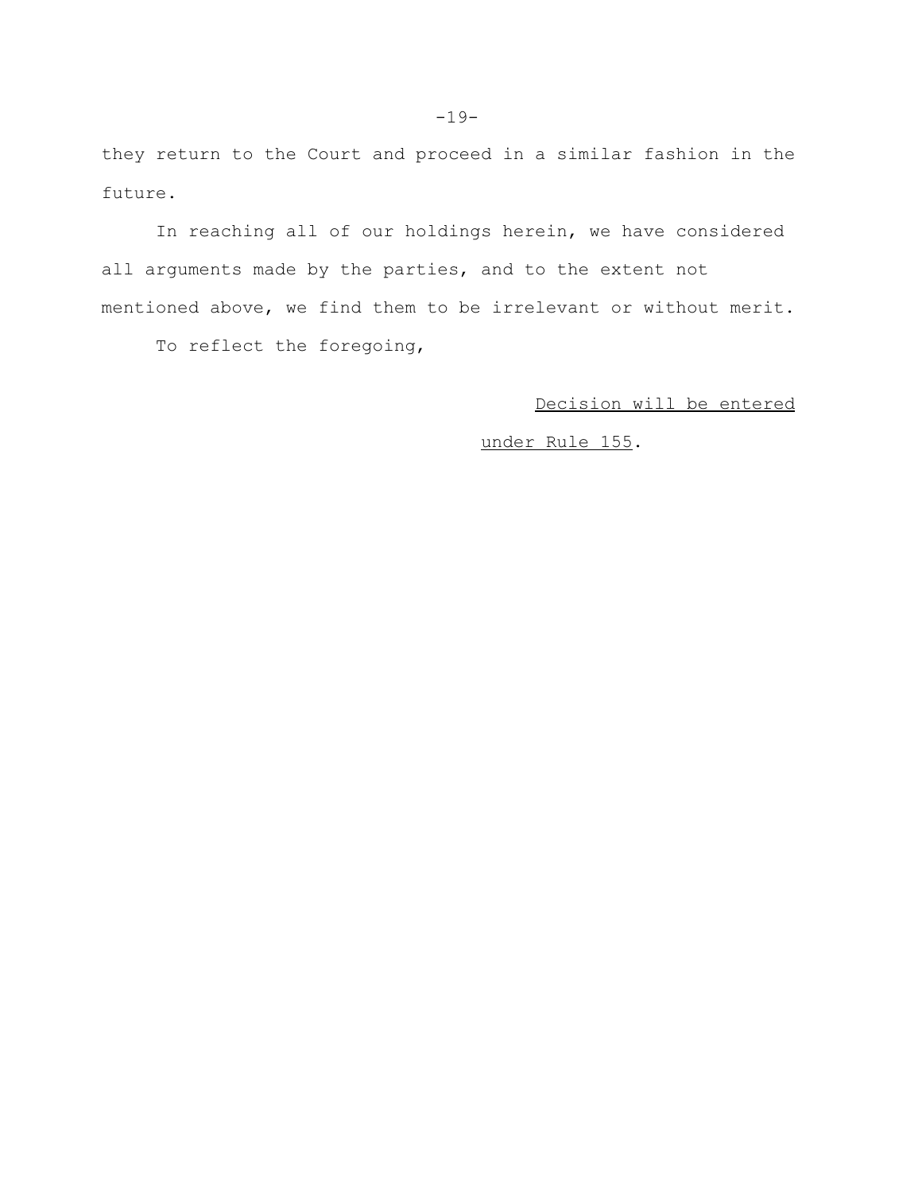they return to the Court and proceed in a similar fashion in the future.

In reaching all of our holdings herein, we have considered all arguments made by the parties, and to the extent not mentioned above, we find them to be irrelevant or without merit.

To reflect the foregoing,

Decision will be entered under Rule 155.